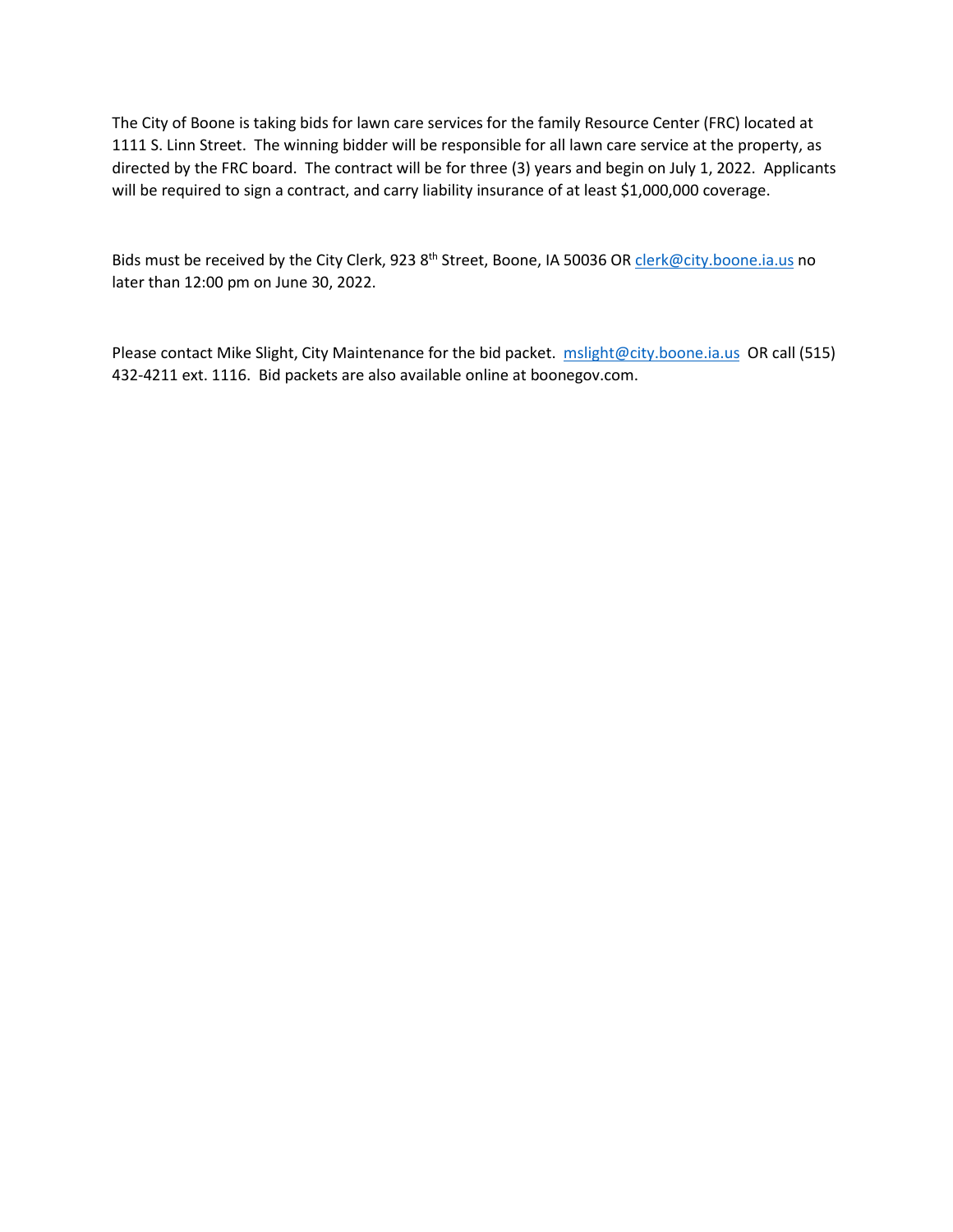The City of Boone is taking bids for lawn care services for the family Resource Center (FRC) located at 1111 S. Linn Street. The winning bidder will be responsible for all lawn care service at the property, as directed by the FRC board. The contract will be for three (3) years and begin on July 1, 2022. Applicants will be required to sign a contract, and carry liability insurance of at least $1,000,000 coverage.

Bids must be received by the City Clerk, 923 8th Street, Boone, IA 50036 OR clerk@city.boone.ia.us no later than 12:00 pm on June 30, 2022.

Please contact Mike Slight, City Maintenance for the bid packet. mslight@city.boone.ia.us OR call (515) 432-4211 ext. 1116. Bid packets are also available online at boonegov.com.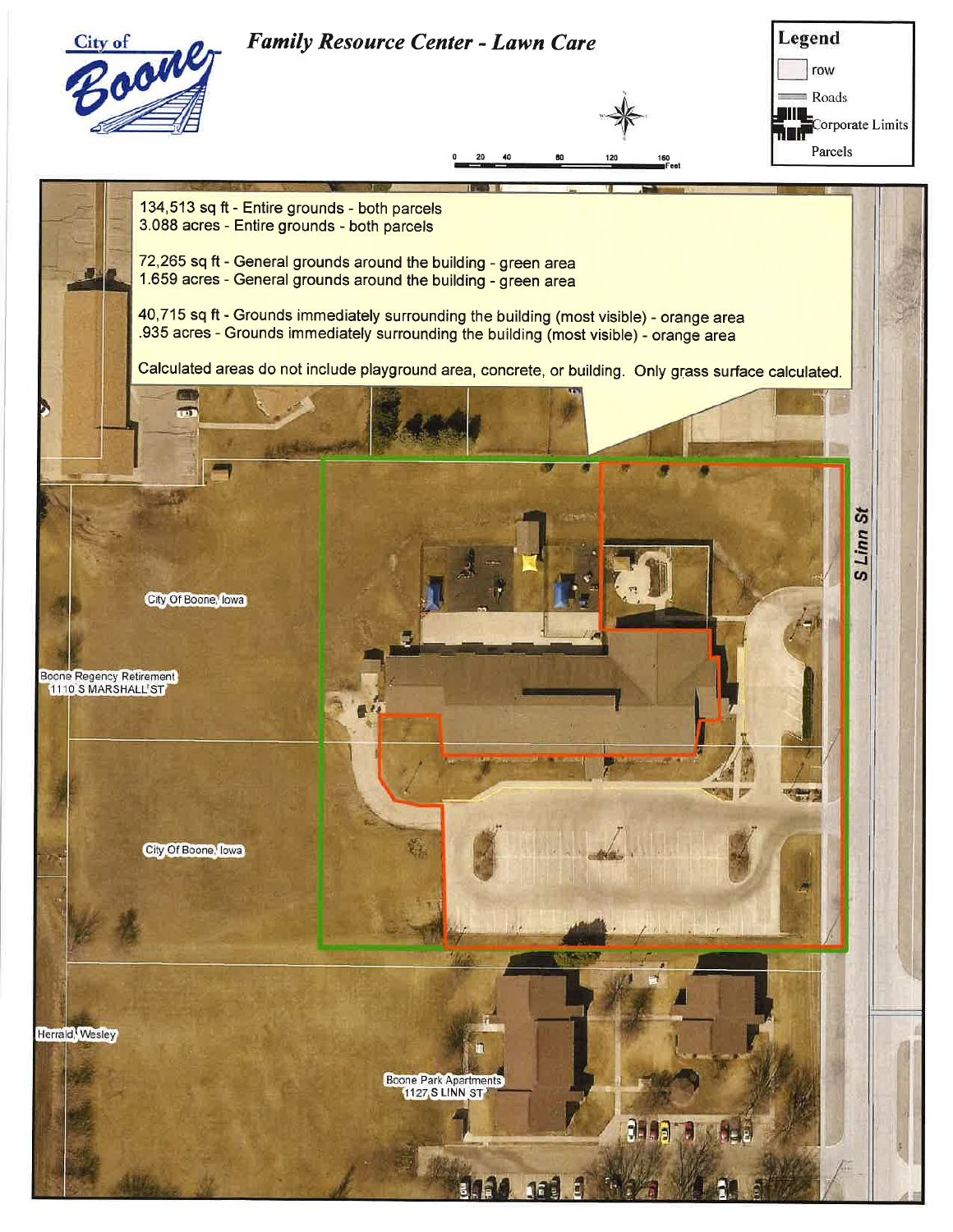City of Boone

# Family Resource Center - Lawn Care

**Legend**

- row
- Roads
- Corporate Limits
- Parcels

0 20 40 80 120 160 Feet

134,513 sq ft - Entire grounds - both parcels
3.088 acres - Entire grounds - both parcels

72,265 sq ft - General grounds around the building - green area
1.659 acres - General grounds around the building - green area

40,715 sq ft - Grounds immediately surrounding the building (most visible) - orange area
.935 acres - Grounds immediately surrounding the building (most visible) - orange area

Calculated areas do not include playground area, concrete, or building. Only grass surface calculated.

S Linn St

City Of Boone, Iowa

Boone Regency Retirement
1110 S MARSHALL ST

City Of Boone, Iowa

Herrald, Wesley

Boone Park Apartments
1127 S LINN ST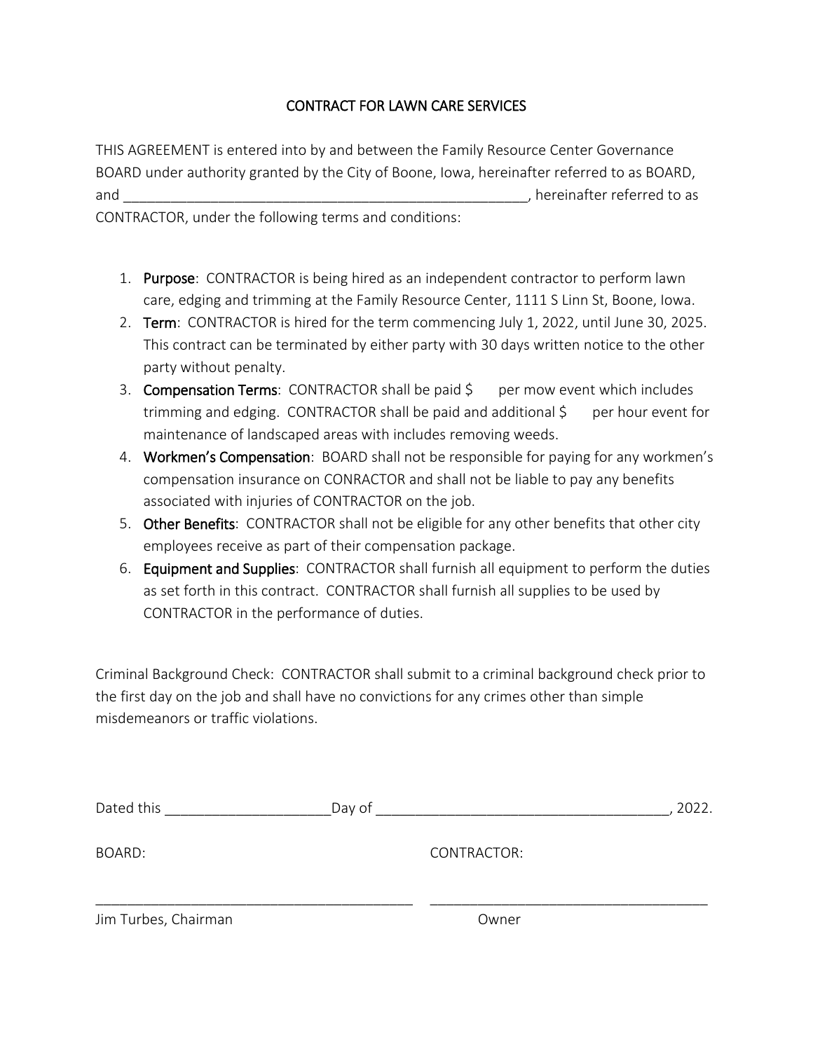# CONTRACT FOR LAWN CARE SERVICES

THIS AGREEMENT is entered into by and between the Family Resource Center Governance BOARD under authority granted by the City of Boone, Iowa, hereinafter referred to as BOARD, and ____________________________________________________, hereinafter referred to as CONTRACTOR, under the following terms and conditions:

1. **Purpose**: CONTRACTOR is being hired as an independent contractor to perform lawn care, edging and trimming at the Family Resource Center, 1111 S Linn St, Boone, Iowa.
2. **Term**: CONTRACTOR is hired for the term commencing July 1, 2022, until June 30, 2025. This contract can be terminated by either party with 30 days written notice to the other party without penalty.
3. **Compensation Terms**: CONTRACTOR shall be paid $ per mow event which includes trimming and edging. CONTRACTOR shall be paid and additional $ per hour event for maintenance of landscaped areas with includes removing weeds.
4. **Workmen's Compensation**: BOARD shall not be responsible for paying for any workmen's compensation insurance on CONRACTOR and shall not be liable to pay any benefits associated with injuries of CONTRACTOR on the job.
5. **Other Benefits**: CONTRACTOR shall not be eligible for any other benefits that other city employees receive as part of their compensation package.
6. **Equipment and Supplies**: CONTRACTOR shall furnish all equipment to perform the duties as set forth in this contract. CONTRACTOR shall furnish all supplies to be used by CONTRACTOR in the performance of duties.

Criminal Background Check: CONTRACTOR shall submit to a criminal background check prior to the first day on the job and shall have no convictions for any crimes other than simple misdemeanors or traffic violations.

Dated this ____________________Day of ____________________________________, 2022.

BOARD:

_________________________________________

Jim Turbes, Chairman

CONTRACTOR:

____________________________________

Owner